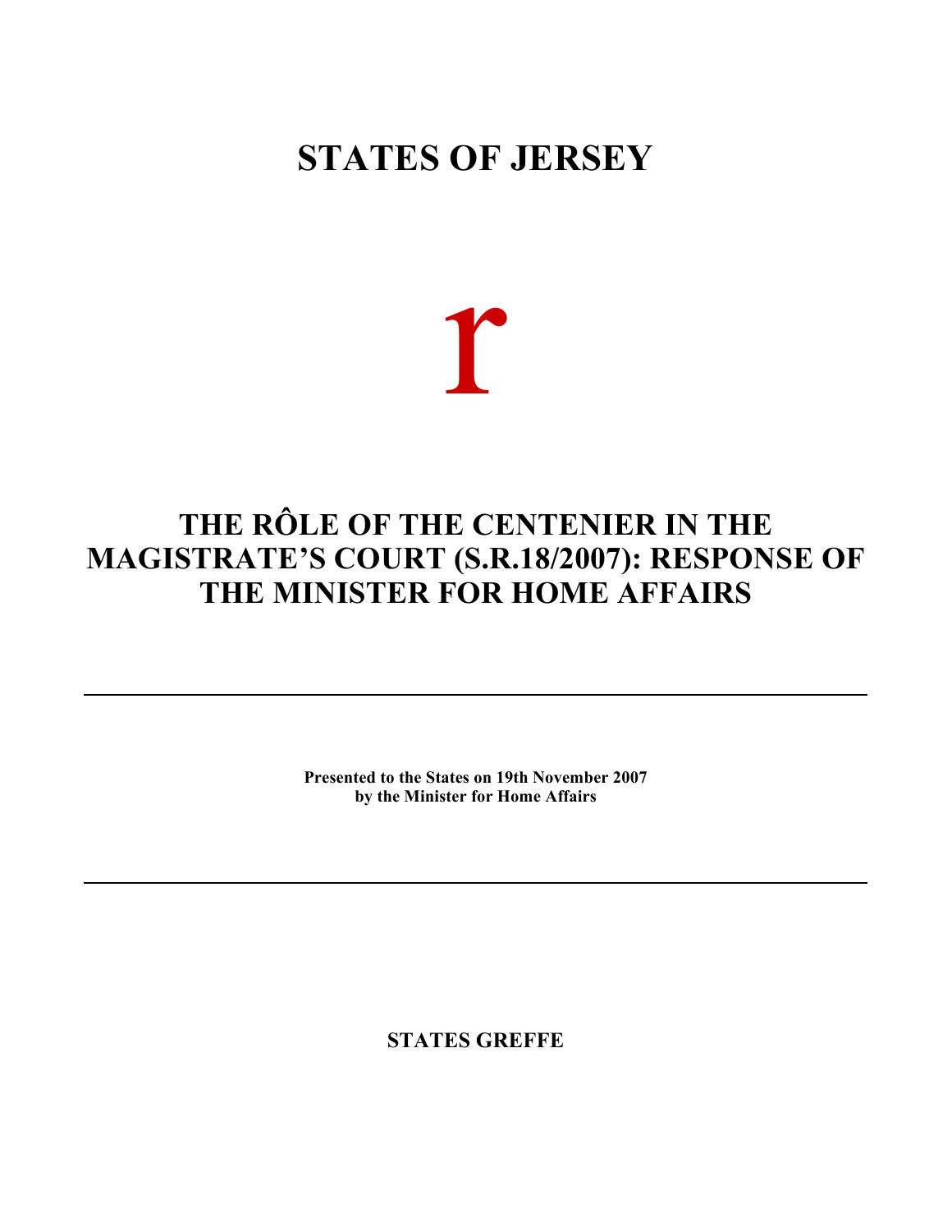# STATES OF JERSEY

r

## THE RÔLE OF THE CENTENIER IN THE MAGISTRATE'S COURT (S.R.18/2007): RESPONSE OF THE MINISTER FOR HOME AFFAIRS

---

**Presented to the States on 19th November 2007**
**by the Minister for Home Affairs**

---

**STATES GREFFE**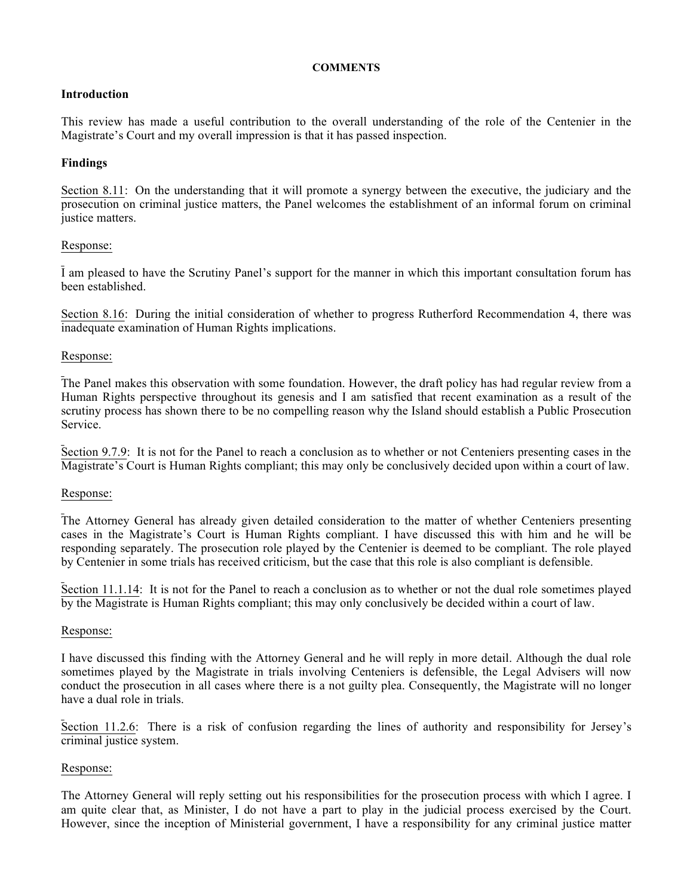**COMMENTS**

**Introduction**

This review has made a useful contribution to the overall understanding of the role of the Centenier in the Magistrate's Court and my overall impression is that it has passed inspection.

**Findings**

Section 8.11: On the understanding that it will promote a synergy between the executive, the judiciary and the prosecution on criminal justice matters, the Panel welcomes the establishment of an informal forum on criminal justice matters.

Response:

I am pleased to have the Scrutiny Panel's support for the manner in which this important consultation forum has been established.

Section 8.16: During the initial consideration of whether to progress Rutherford Recommendation 4, there was inadequate examination of Human Rights implications.

Response:

The Panel makes this observation with some foundation. However, the draft policy has had regular review from a Human Rights perspective throughout its genesis and I am satisfied that recent examination as a result of the scrutiny process has shown there to be no compelling reason why the Island should establish a Public Prosecution Service.

Section 9.7.9: It is not for the Panel to reach a conclusion as to whether or not Centeniers presenting cases in the Magistrate's Court is Human Rights compliant; this may only be conclusively decided upon within a court of law.

Response:

The Attorney General has already given detailed consideration to the matter of whether Centeniers presenting cases in the Magistrate's Court is Human Rights compliant. I have discussed this with him and he will be responding separately. The prosecution role played by the Centenier is deemed to be compliant. The role played by Centenier in some trials has received criticism, but the case that this role is also compliant is defensible.

Section 11.1.14: It is not for the Panel to reach a conclusion as to whether or not the dual role sometimes played by the Magistrate is Human Rights compliant; this may only conclusively be decided within a court of law.

Response:

I have discussed this finding with the Attorney General and he will reply in more detail. Although the dual role sometimes played by the Magistrate in trials involving Centeniers is defensible, the Legal Advisers will now conduct the prosecution in all cases where there is a not guilty plea. Consequently, the Magistrate will no longer have a dual role in trials.

Section 11.2.6: There is a risk of confusion regarding the lines of authority and responsibility for Jersey's criminal justice system.

Response:

The Attorney General will reply setting out his responsibilities for the prosecution process with which I agree. I am quite clear that, as Minister, I do not have a part to play in the judicial process exercised by the Court. However, since the inception of Ministerial government, I have a responsibility for any criminal justice matter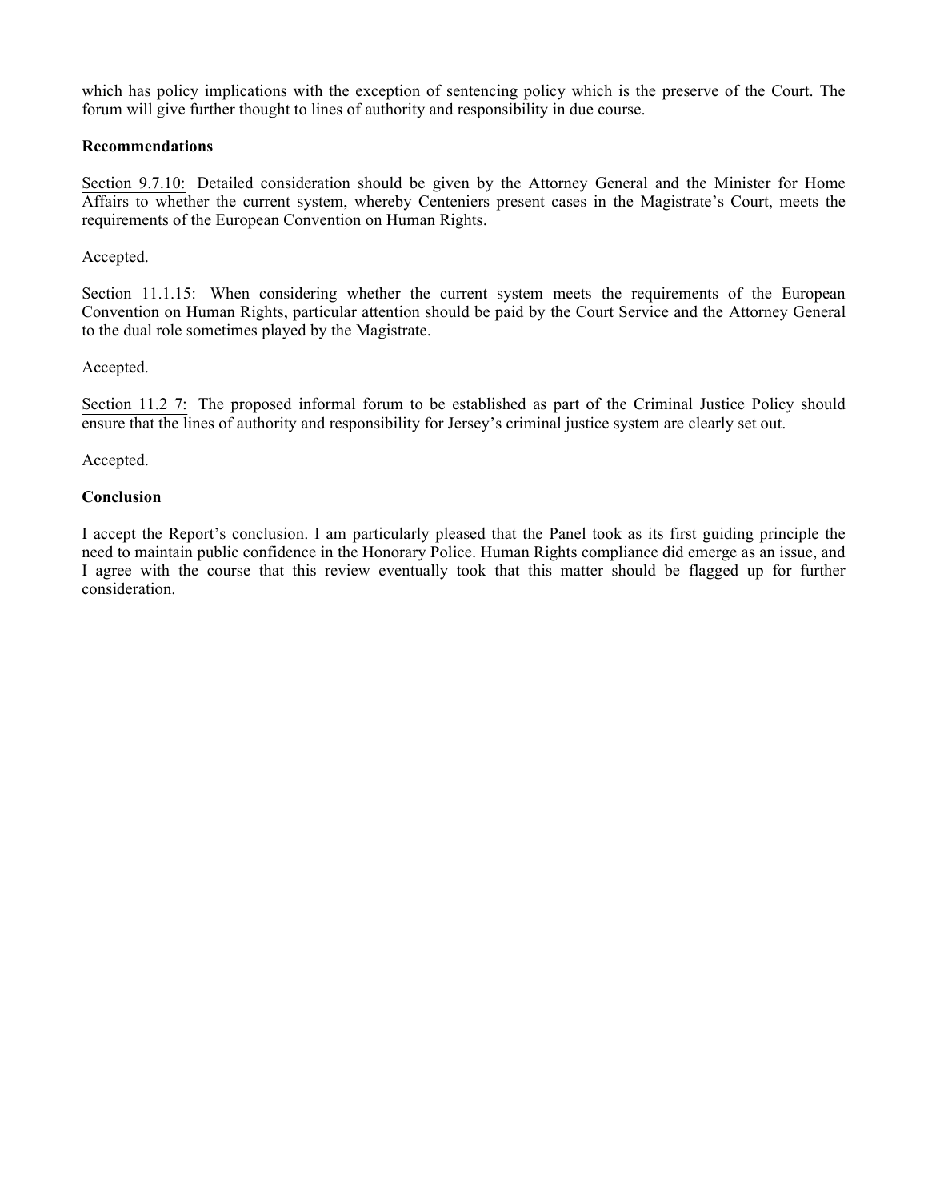which has policy implications with the exception of sentencing policy which is the preserve of the Court. The forum will give further thought to lines of authority and responsibility in due course.

**Recommendations**

Section 9.7.10: Detailed consideration should be given by the Attorney General and the Minister for Home Affairs to whether the current system, whereby Centeniers present cases in the Magistrate's Court, meets the requirements of the European Convention on Human Rights.

Accepted.

Section 11.1.15: When considering whether the current system meets the requirements of the European Convention on Human Rights, particular attention should be paid by the Court Service and the Attorney General to the dual role sometimes played by the Magistrate.

Accepted.

Section 11.2 7: The proposed informal forum to be established as part of the Criminal Justice Policy should ensure that the lines of authority and responsibility for Jersey's criminal justice system are clearly set out.

Accepted.

**Conclusion**

I accept the Report's conclusion. I am particularly pleased that the Panel took as its first guiding principle the need to maintain public confidence in the Honorary Police. Human Rights compliance did emerge as an issue, and I agree with the course that this review eventually took that this matter should be flagged up for further consideration.